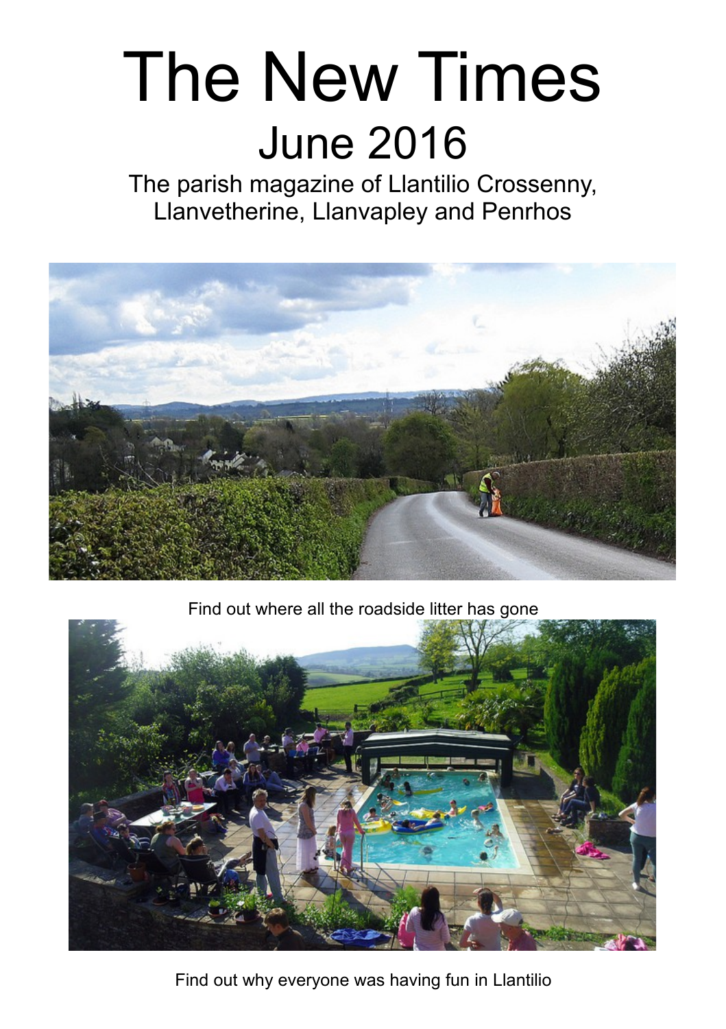# The New Times

## June 2016

The parish magazine of Llantilio Crossenny, Llanvetherine, Llanvapley and Penrhos

Find out where all the roadside litter has gone

Find out why everyone was having fun in Llantilio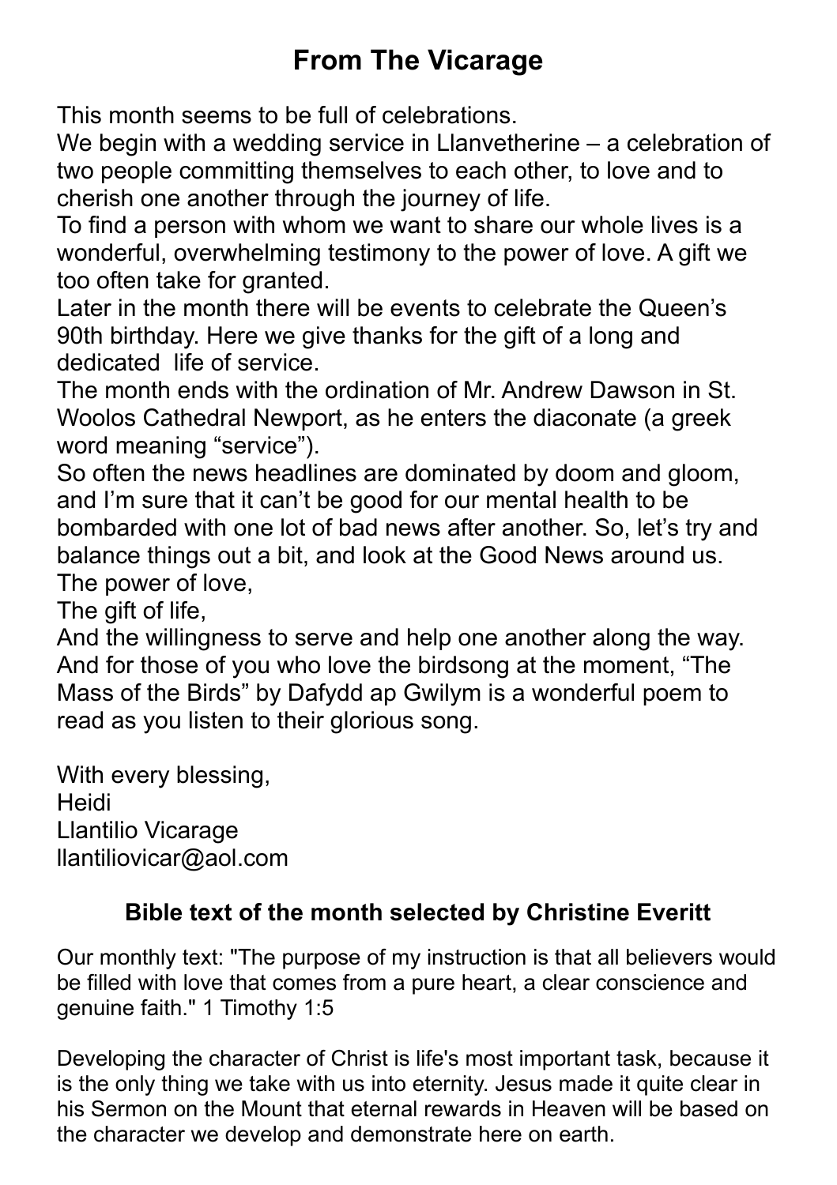# From The Vicarage

This month seems to be full of celebrations.

We begin with a wedding service in Llanvetherine – a celebration of two people committing themselves to each other, to love and to cherish one another through the journey of life.

To find a person with whom we want to share our whole lives is a wonderful, overwhelming testimony to the power of love. A gift we too often take for granted.

Later in the month there will be events to celebrate the Queen's 90th birthday. Here we give thanks for the gift of a long and dedicated life of service.

The month ends with the ordination of Mr. Andrew Dawson in St. Woolos Cathedral Newport, as he enters the diaconate (a greek word meaning "service").

So often the news headlines are dominated by doom and gloom, and I'm sure that it can't be good for our mental health to be bombarded with one lot of bad news after another. So, let's try and balance things out a bit, and look at the Good News around us.

The power of love,
The gift of life,
And the willingness to serve and help one another along the way.

And for those of you who love the birdsong at the moment, "The Mass of the Birds" by Dafydd ap Gwilym is a wonderful poem to read as you listen to their glorious song.

With every blessing,
Heidi
Llantilio Vicarage
llantiliovicar@aol.com

## Bible text of the month selected by Christine Everitt

Our monthly text: "The purpose of my instruction is that all believers would be filled with love that comes from a pure heart, a clear conscience and genuine faith." 1 Timothy 1:5

Developing the character of Christ is life's most important task, because it is the only thing we take with us into eternity. Jesus made it quite clear in his Sermon on the Mount that eternal rewards in Heaven will be based on the character we develop and demonstrate here on earth.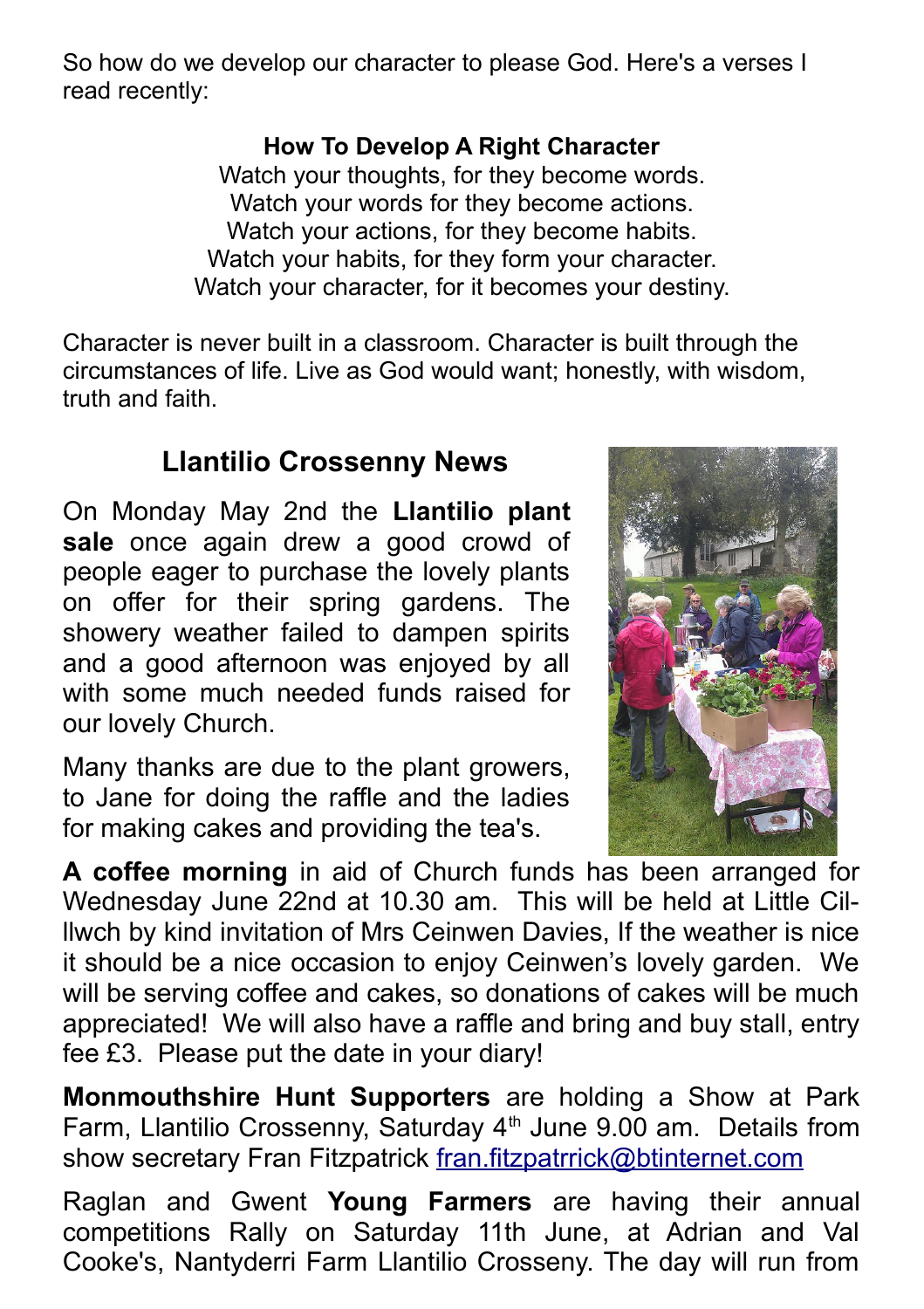So how do we develop our character to please God. Here's a verses I read recently:

**How To Develop A Right Character**
Watch your thoughts, for they become words.
Watch your words for they become actions.
Watch your actions, for they become habits.
Watch your habits, for they form your character.
Watch your character, for it becomes your destiny.

Character is never built in a classroom. Character is built through the circumstances of life. Live as God would want; honestly, with wisdom, truth and faith.

## Llantilio Crossenny News

On Monday May 2nd the **Llantilio plant sale** once again drew a good crowd of people eager to purchase the lovely plants on offer for their spring gardens. The showery weather failed to dampen spirits and a good afternoon was enjoyed by all with some much needed funds raised for our lovely Church.

Many thanks are due to the plant growers, to Jane for doing the raffle and the ladies for making cakes and providing the tea's.

**A coffee morning** in aid of Church funds has been arranged for Wednesday June 22nd at 10.30 am. This will be held at Little Cil-llwch by kind invitation of Mrs Ceinwen Davies, If the weather is nice it should be a nice occasion to enjoy Ceinwen's lovely garden. We will be serving coffee and cakes, so donations of cakes will be much appreciated! We will also have a raffle and bring and buy stall, entry fee £3. Please put the date in your diary!

**Monmouthshire Hunt Supporters** are holding a Show at Park Farm, Llantilio Crossenny, Saturday 4th June 9.00 am. Details from show secretary Fran Fitzpatrick fran.fitzpatrrick@btinternet.com

Raglan and Gwent **Young Farmers** are having their annual competitions Rally on Saturday 11th June, at Adrian and Val Cooke's, Nantyderri Farm Llantilio Crosseny. The day will run from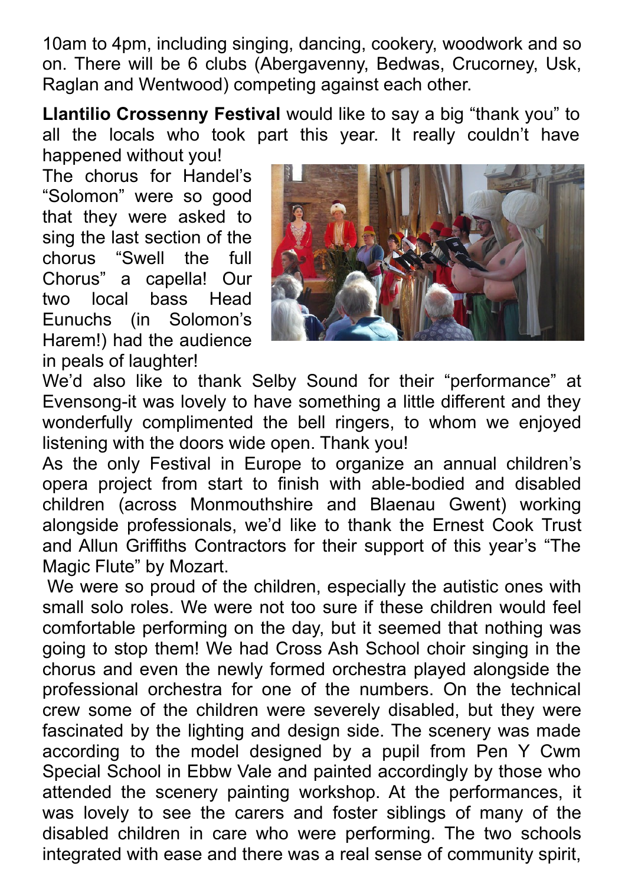10am to 4pm, including singing, dancing, cookery, woodwork and so on. There will be 6 clubs (Abergavenny, Bedwas, Crucorney, Usk, Raglan and Wentwood) competing against each other.

**Llantilio Crossenny Festival** would like to say a big "thank you" to all the locals who took part this year. It really couldn't have happened without you!

The chorus for Handel's "Solomon" were so good that they were asked to sing the last section of the chorus "Swell the full Chorus" a capella! Our two local bass Head Eunuchs (in Solomon's Harem!) had the audience in peals of laughter!

We'd also like to thank Selby Sound for their "performance" at Evensong-it was lovely to have something a little different and they wonderfully complimented the bell ringers, to whom we enjoyed listening with the doors wide open. Thank you!

As the only Festival in Europe to organize an annual children's opera project from start to finish with able-bodied and disabled children (across Monmouthshire and Blaenau Gwent) working alongside professionals, we'd like to thank the Ernest Cook Trust and Allun Griffiths Contractors for their support of this year's "The Magic Flute" by Mozart.

We were so proud of the children, especially the autistic ones with small solo roles. We were not too sure if these children would feel comfortable performing on the day, but it seemed that nothing was going to stop them! We had Cross Ash School choir singing in the chorus and even the newly formed orchestra played alongside the professional orchestra for one of the numbers. On the technical crew some of the children were severely disabled, but they were fascinated by the lighting and design side. The scenery was made according to the model designed by a pupil from Pen Y Cwm Special School in Ebbw Vale and painted accordingly by those who attended the scenery painting workshop. At the performances, it was lovely to see the carers and foster siblings of many of the disabled children in care who were performing. The two schools integrated with ease and there was a real sense of community spirit,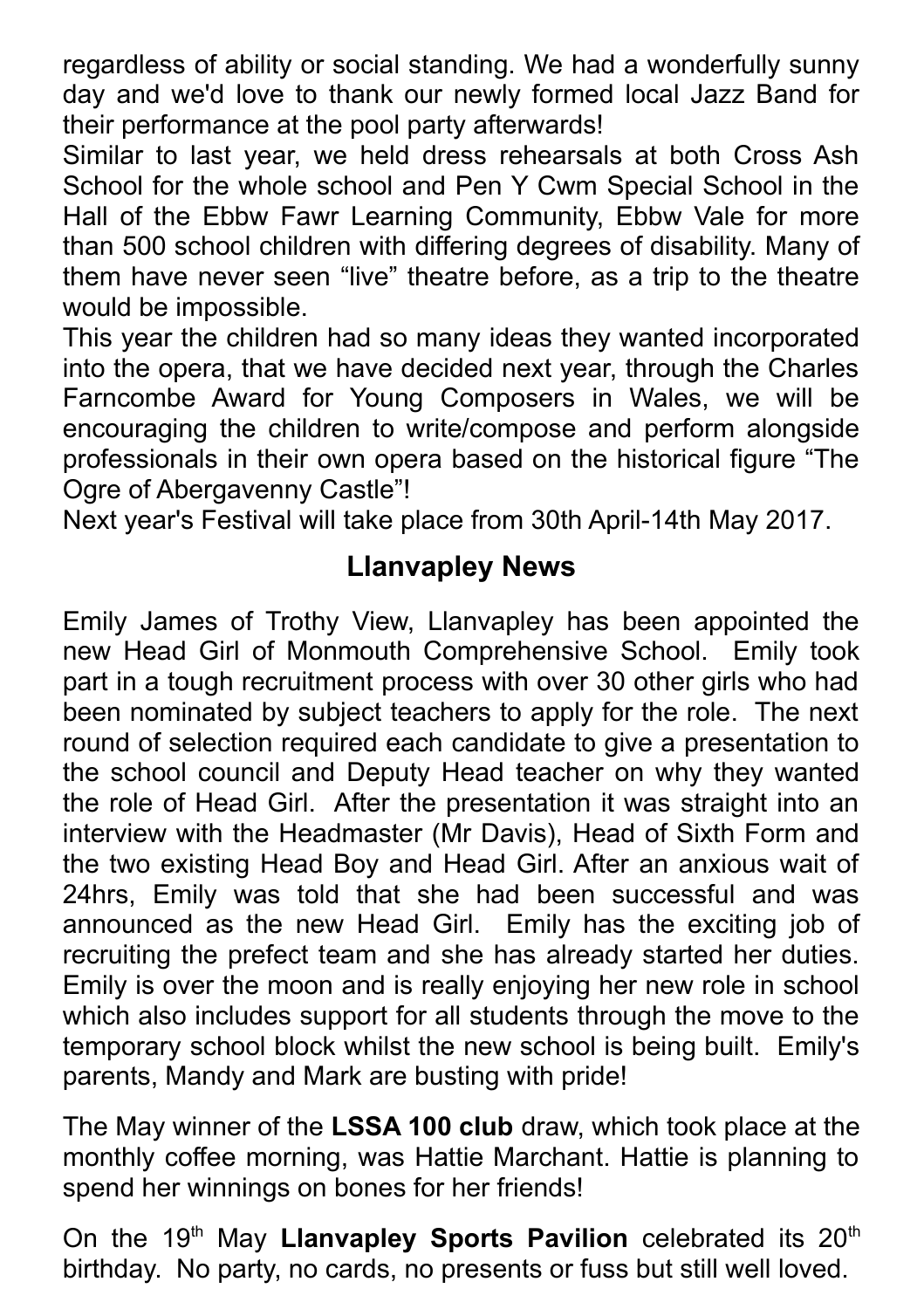regardless of ability or social standing. We had a wonderfully sunny day and we'd love to thank our newly formed local Jazz Band for their performance at the pool party afterwards!

Similar to last year, we held dress rehearsals at both Cross Ash School for the whole school and Pen Y Cwm Special School in the Hall of the Ebbw Fawr Learning Community, Ebbw Vale for more than 500 school children with differing degrees of disability. Many of them have never seen "live" theatre before, as a trip to the theatre would be impossible.

This year the children had so many ideas they wanted incorporated into the opera, that we have decided next year, through the Charles Farncombe Award for Young Composers in Wales, we will be encouraging the children to write/compose and perform alongside professionals in their own opera based on the historical figure "The Ogre of Abergavenny Castle"!

Next year's Festival will take place from 30th April-14th May 2017.

## Llanvapley News

Emily James of Trothy View, Llanvapley has been appointed the new Head Girl of Monmouth Comprehensive School. Emily took part in a tough recruitment process with over 30 other girls who had been nominated by subject teachers to apply for the role. The next round of selection required each candidate to give a presentation to the school council and Deputy Head teacher on why they wanted the role of Head Girl. After the presentation it was straight into an interview with the Headmaster (Mr Davis), Head of Sixth Form and the two existing Head Boy and Head Girl. After an anxious wait of 24hrs, Emily was told that she had been successful and was announced as the new Head Girl. Emily has the exciting job of recruiting the prefect team and she has already started her duties. Emily is over the moon and is really enjoying her new role in school which also includes support for all students through the move to the temporary school block whilst the new school is being built. Emily's parents, Mandy and Mark are busting with pride!

The May winner of the **LSSA 100 club** draw, which took place at the monthly coffee morning, was Hattie Marchant. Hattie is planning to spend her winnings on bones for her friends!

On the 19th May **Llanvapley Sports Pavilion** celebrated its 20th birthday. No party, no cards, no presents or fuss but still well loved.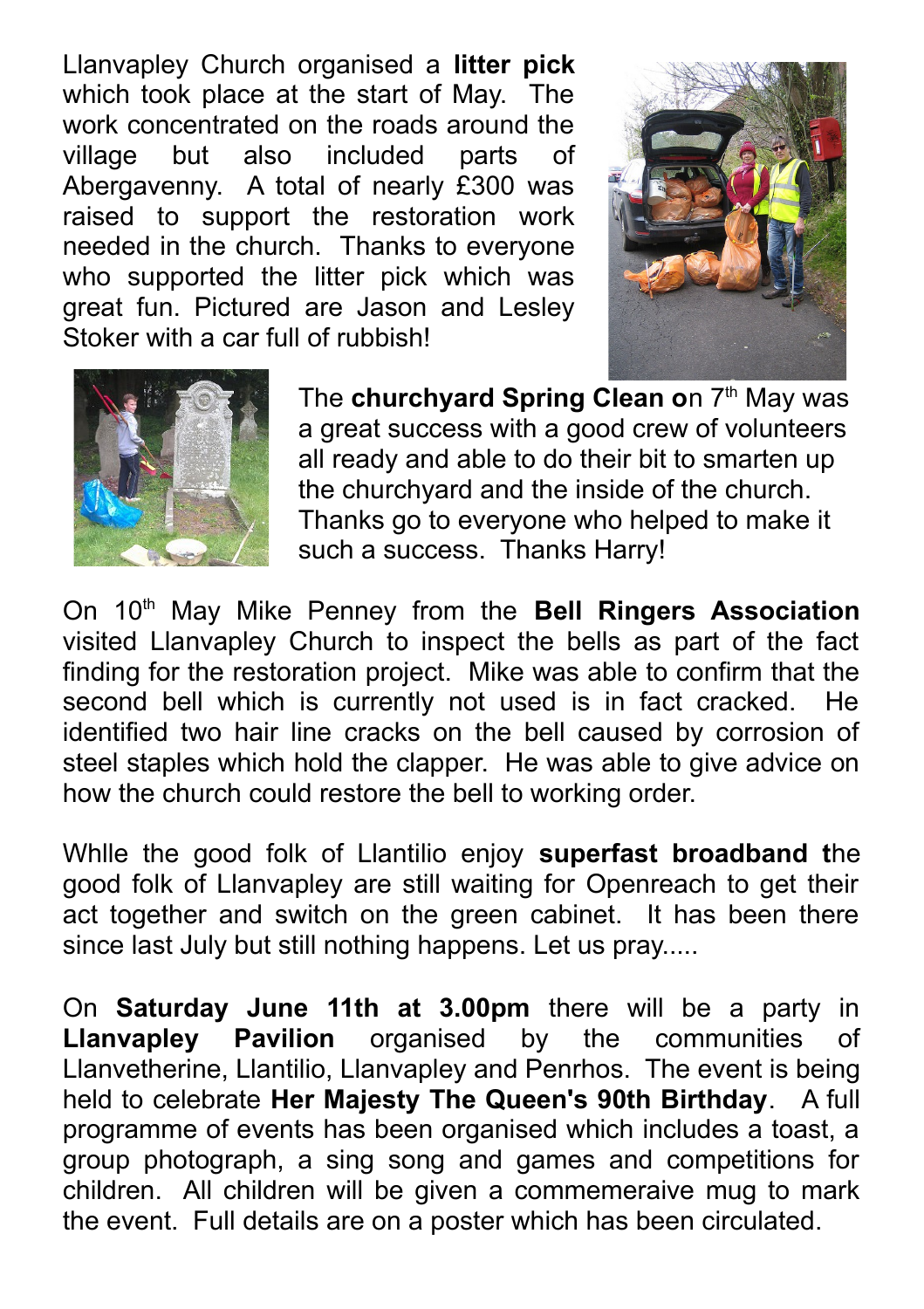Llanvapley Church organised a **litter pick** which took place at the start of May. The work concentrated on the roads around the village but also included parts of Abergavenny. A total of nearly £300 was raised to support the restoration work needed in the church. Thanks to everyone who supported the litter pick which was great fun. Pictured are Jason and Lesley Stoker with a car full of rubbish!

The **churchyard Spring Clean o**n 7th May was a great success with a good crew of volunteers all ready and able to do their bit to smarten up the churchyard and the inside of the church. Thanks go to everyone who helped to make it such a success. Thanks Harry!

On 10th May Mike Penney from the **Bell Ringers Association** visited Llanvapley Church to inspect the bells as part of the fact finding for the restoration project. Mike was able to confirm that the second bell which is currently not used is in fact cracked. He identified two hair line cracks on the bell caused by corrosion of steel staples which hold the clapper. He was able to give advice on how the church could restore the bell to working order.

Whlle the good folk of Llantilio enjoy **superfast broadband t**he good folk of Llanvapley are still waiting for Openreach to get their act together and switch on the green cabinet. It has been there since last July but still nothing happens. Let us pray.....

On **Saturday June 11th at 3.00pm** there will be a party in **Llanvapley Pavilion** organised by the communities of Llanvetherine, Llantilio, Llanvapley and Penrhos. The event is being held to celebrate **Her Majesty The Queen's 90th Birthday**. A full programme of events has been organised which includes a toast, a group photograph, a sing song and games and competitions for children. All children will be given a commemeraive mug to mark the event. Full details are on a poster which has been circulated.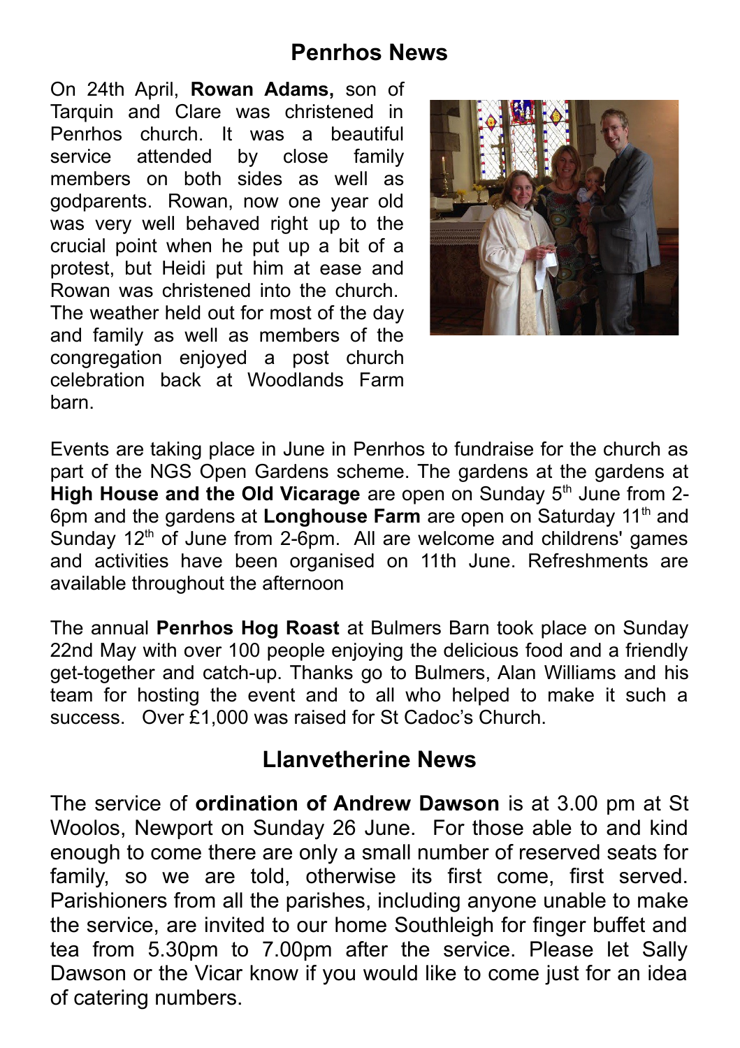## Penrhos News

On 24th April, **Rowan Adams,** son of Tarquin and Clare was christened in Penrhos church. It was a beautiful service attended by close family members on both sides as well as godparents. Rowan, now one year old was very well behaved right up to the crucial point when he put up a bit of a protest, but Heidi put him at ease and Rowan was christened into the church. The weather held out for most of the day and family as well as members of the congregation enjoyed a post church celebration back at Woodlands Farm barn.

Events are taking place in June in Penrhos to fundraise for the church as part of the NGS Open Gardens scheme. The gardens at the gardens at **High House and the Old Vicarage** are open on Sunday 5th June from 2-6pm and the gardens at **Longhouse Farm** are open on Saturday 11th and Sunday 12th of June from 2-6pm. All are welcome and childrens' games and activities have been organised on 11th June. Refreshments are available throughout the afternoon

The annual **Penrhos Hog Roast** at Bulmers Barn took place on Sunday 22nd May with over 100 people enjoying the delicious food and a friendly get-together and catch-up. Thanks go to Bulmers, Alan Williams and his team for hosting the event and to all who helped to make it such a success. Over £1,000 was raised for St Cadoc's Church.

## Llanvetherine News

The service of **ordination of Andrew Dawson** is at 3.00 pm at St Woolos, Newport on Sunday 26 June. For those able to and kind enough to come there are only a small number of reserved seats for family, so we are told, otherwise its first come, first served. Parishioners from all the parishes, including anyone unable to make the service, are invited to our home Southleigh for finger buffet and tea from 5.30pm to 7.00pm after the service. Please let Sally Dawson or the Vicar know if you would like to come just for an idea of catering numbers.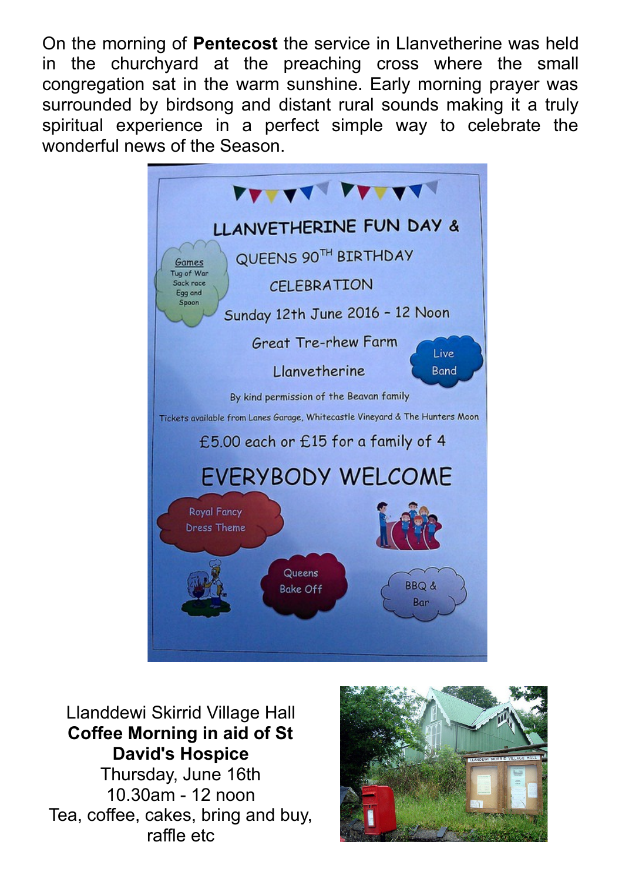On the morning of **Pentecost** the service in Llanvetherine was held in the churchyard at the preaching cross where the small congregation sat in the warm sunshine. Early morning prayer was surrounded by birdsong and distant rural sounds making it a truly spiritual experience in a perfect simple way to celebrate the wonderful news of the Season.

LLANVETHERINE FUN DAY & QUEENS 90TH BIRTHDAY CELEBRATION

Sunday 12th June 2016 - 12 Noon

Great Tre-rhew Farm

Llanvetherine

By kind permission of the Beavan family

Tickets available from Lanes Garage, Whitecastle Vineyard & The Hunters Moon

£5.00 each or £15 for a family of 4

EVERYBODY WELCOME

Games: Tug of War, Sack race, Egg and Spoon

Live Band

Royal Fancy Dress Theme

Queens Bake Off

BBQ & Bar

Llanddewi Skirrid Village Hall
**Coffee Morning in aid of St David's Hospice**
Thursday, June 16th
10.30am - 12 noon
Tea, coffee, cakes, bring and buy, raffle etc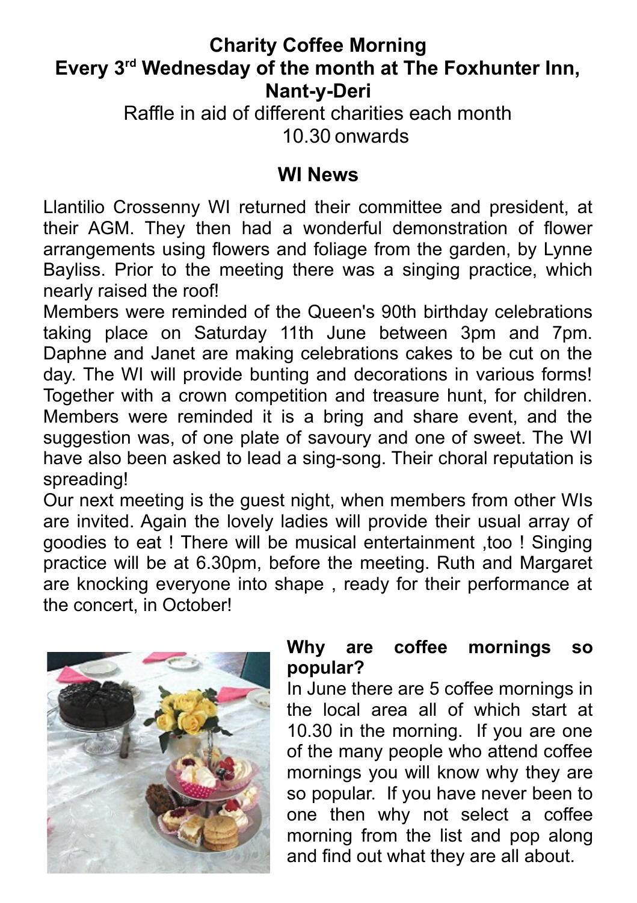**Charity Coffee Morning**
**Every 3rd Wednesday of the month at The Foxhunter Inn, Nant-y-Deri**

Raffle in aid of different charities each month

10.30 onwards

## WI News

Llantilio Crossenny WI returned their committee and president, at their AGM. They then had a wonderful demonstration of flower arrangements using flowers and foliage from the garden, by Lynne Bayliss. Prior to the meeting there was a singing practice, which nearly raised the roof!

Members were reminded of the Queen's 90th birthday celebrations taking place on Saturday 11th June between 3pm and 7pm. Daphne and Janet are making celebrations cakes to be cut on the day. The WI will provide bunting and decorations in various forms! Together with a crown competition and treasure hunt, for children. Members were reminded it is a bring and share event, and the suggestion was, of one plate of savoury and one of sweet. The WI have also been asked to lead a sing-song. Their choral reputation is spreading!

Our next meeting is the guest night, when members from other WIs are invited. Again the lovely ladies will provide their usual array of goodies to eat ! There will be musical entertainment ,too ! Singing practice will be at 6.30pm, before the meeting. Ruth and Margaret are knocking everyone into shape , ready for their performance at the concert, in October!

**Why are coffee mornings so popular?**

In June there are 5 coffee mornings in the local area all of which start at 10.30 in the morning. If you are one of the many people who attend coffee mornings you will know why they are so popular. If you have never been to one then why not select a coffee morning from the list and pop along and find out what they are all about.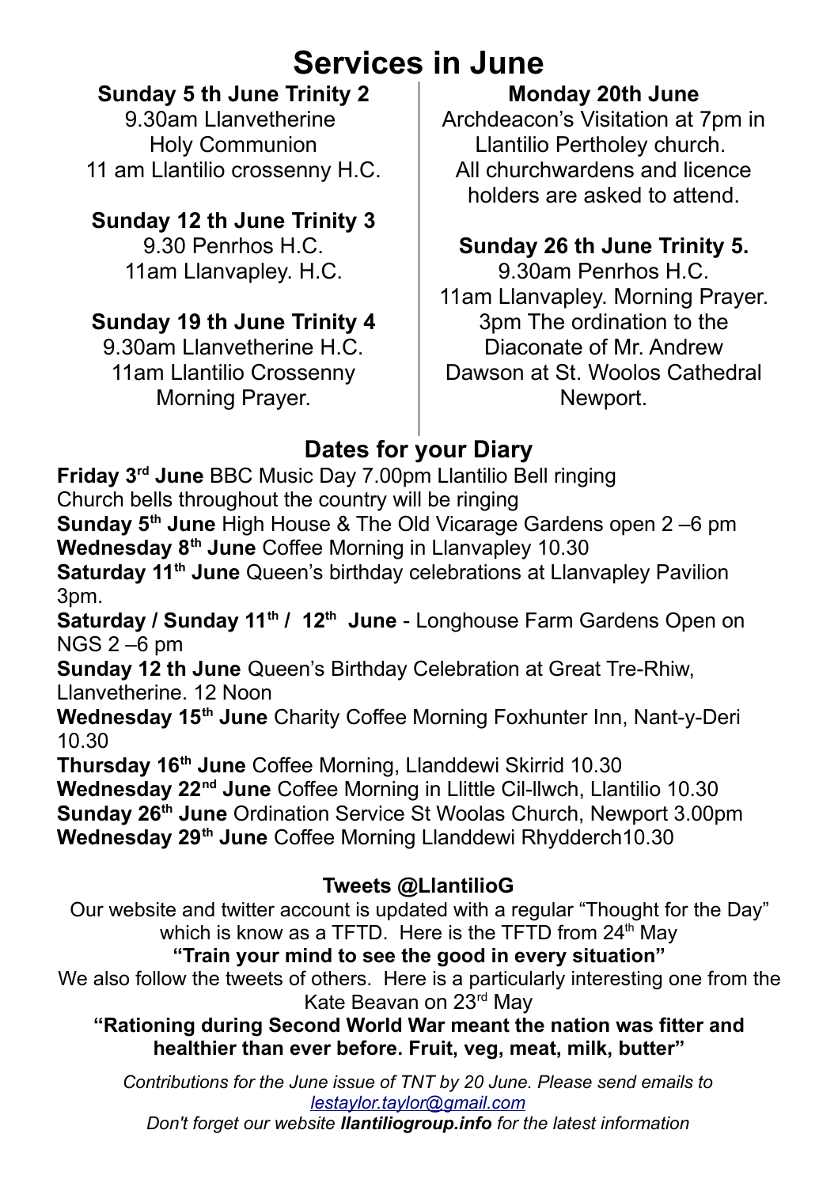# Services in June

**Sunday 5 th June Trinity 2**
9.30am Llanvetherine
Holy Communion
11 am Llantilio crossenny H.C.

**Sunday 12 th June Trinity 3**
9.30 Penrhos H.C.
11am Llanvapley. H.C.

**Sunday 19 th June Trinity 4**
9.30am Llanvetherine H.C.
11am Llantilio Crossenny
Morning Prayer.

**Monday 20th June**
Archdeacon's Visitation at 7pm in Llantilio Pertholey church.
All churchwardens and licence holders are asked to attend.

**Sunday 26 th June Trinity 5.**
9.30am Penrhos H.C.
11am Llanvapley. Morning Prayer.
3pm The ordination to the Diaconate of Mr. Andrew Dawson at St. Woolos Cathedral Newport.

## Dates for your Diary

**Friday 3rd June** BBC Music Day 7.00pm Llantilio Bell ringing
Church bells throughout the country will be ringing
**Sunday 5th June** High House & The Old Vicarage Gardens open 2 –6 pm
**Wednesday 8th June** Coffee Morning in Llanvapley 10.30
**Saturday 11th June** Queen's birthday celebrations at Llanvapley Pavilion 3pm.
**Saturday / Sunday 11th / 12th June** - Longhouse Farm Gardens Open on NGS 2 –6 pm
**Sunday 12 th June** Queen's Birthday Celebration at Great Tre-Rhiw, Llanvetherine. 12 Noon
**Wednesday 15th June** Charity Coffee Morning Foxhunter Inn, Nant-y-Deri 10.30
**Thursday 16th June** Coffee Morning, Llanddewi Skirrid 10.30
**Wednesday 22nd June** Coffee Morning in Llittle Cil-llwch, Llantilio 10.30
**Sunday 26th June** Ordination Service St Woolas Church, Newport 3.00pm
**Wednesday 29th June** Coffee Morning Llanddewi Rhydderch10.30

### Tweets @LlantilioG

Our website and twitter account is updated with a regular "Thought for the Day" which is know as a TFTD. Here is the TFTD from 24th May

**"Train your mind to see the good in every situation"**

We also follow the tweets of others. Here is a particularly interesting one from the Kate Beavan on 23rd May

**"Rationing during Second World War meant the nation was fitter and healthier than ever before. Fruit, veg, meat, milk, butter"**

*Contributions for the June issue of TNT by 20 June. Please send emails to lestaylor.taylor@gmail.com*
*Don't forget our website **llantiliogroup.info** for the latest information*